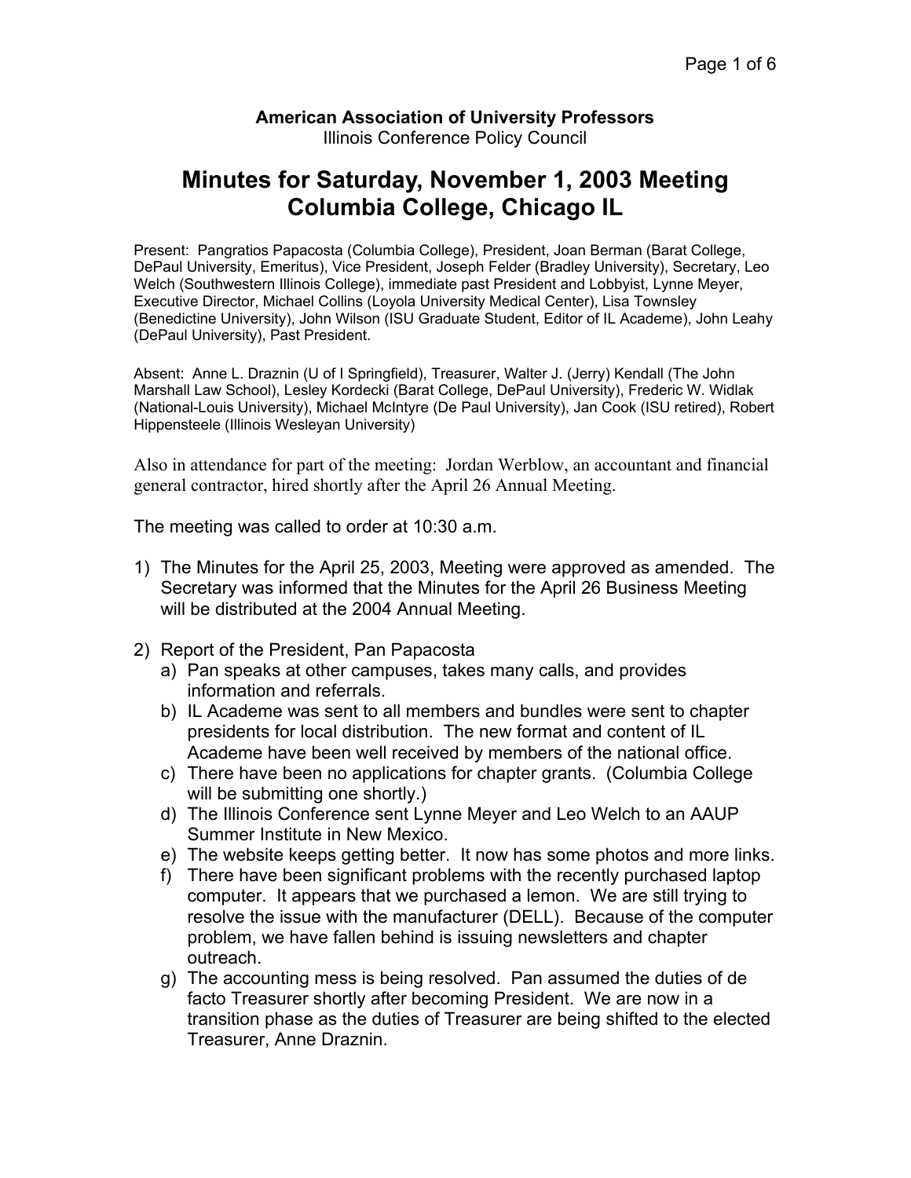**American Association of University Professors**
Illinois Conference Policy Council

# Minutes for Saturday, November 1, 2003 Meeting
# Columbia College, Chicago IL

Present: Pangratios Papacosta (Columbia College), President, Joan Berman (Barat College, DePaul University, Emeritus), Vice President, Joseph Felder (Bradley University), Secretary, Leo Welch (Southwestern Illinois College), immediate past President and Lobbyist, Lynne Meyer, Executive Director, Michael Collins (Loyola University Medical Center), Lisa Townsley (Benedictine University), John Wilson (ISU Graduate Student, Editor of IL Academe), John Leahy (DePaul University), Past President.

Absent: Anne L. Draznin (U of I Springfield), Treasurer, Walter J. (Jerry) Kendall (The John Marshall Law School), Lesley Kordecki (Barat College, DePaul University), Frederic W. Widlak (National-Louis University), Michael McIntyre (De Paul University), Jan Cook (ISU retired), Robert Hippensteele (Illinois Wesleyan University)

Also in attendance for part of the meeting: Jordan Werblow, an accountant and financial general contractor, hired shortly after the April 26 Annual Meeting.

The meeting was called to order at 10:30 a.m.

1) The Minutes for the April 25, 2003, Meeting were approved as amended. The Secretary was informed that the Minutes for the April 26 Business Meeting will be distributed at the 2004 Annual Meeting.

2) Report of the President, Pan Papacosta
   a) Pan speaks at other campuses, takes many calls, and provides information and referrals.
   b) IL Academe was sent to all members and bundles were sent to chapter presidents for local distribution. The new format and content of IL Academe have been well received by members of the national office.
   c) There have been no applications for chapter grants. (Columbia College will be submitting one shortly.)
   d) The Illinois Conference sent Lynne Meyer and Leo Welch to an AAUP Summer Institute in New Mexico.
   e) The website keeps getting better. It now has some photos and more links.
   f) There have been significant problems with the recently purchased laptop computer. It appears that we purchased a lemon. We are still trying to resolve the issue with the manufacturer (DELL). Because of the computer problem, we have fallen behind is issuing newsletters and chapter outreach.
   g) The accounting mess is being resolved. Pan assumed the duties of de facto Treasurer shortly after becoming President. We are now in a transition phase as the duties of Treasurer are being shifted to the elected Treasurer, Anne Draznin.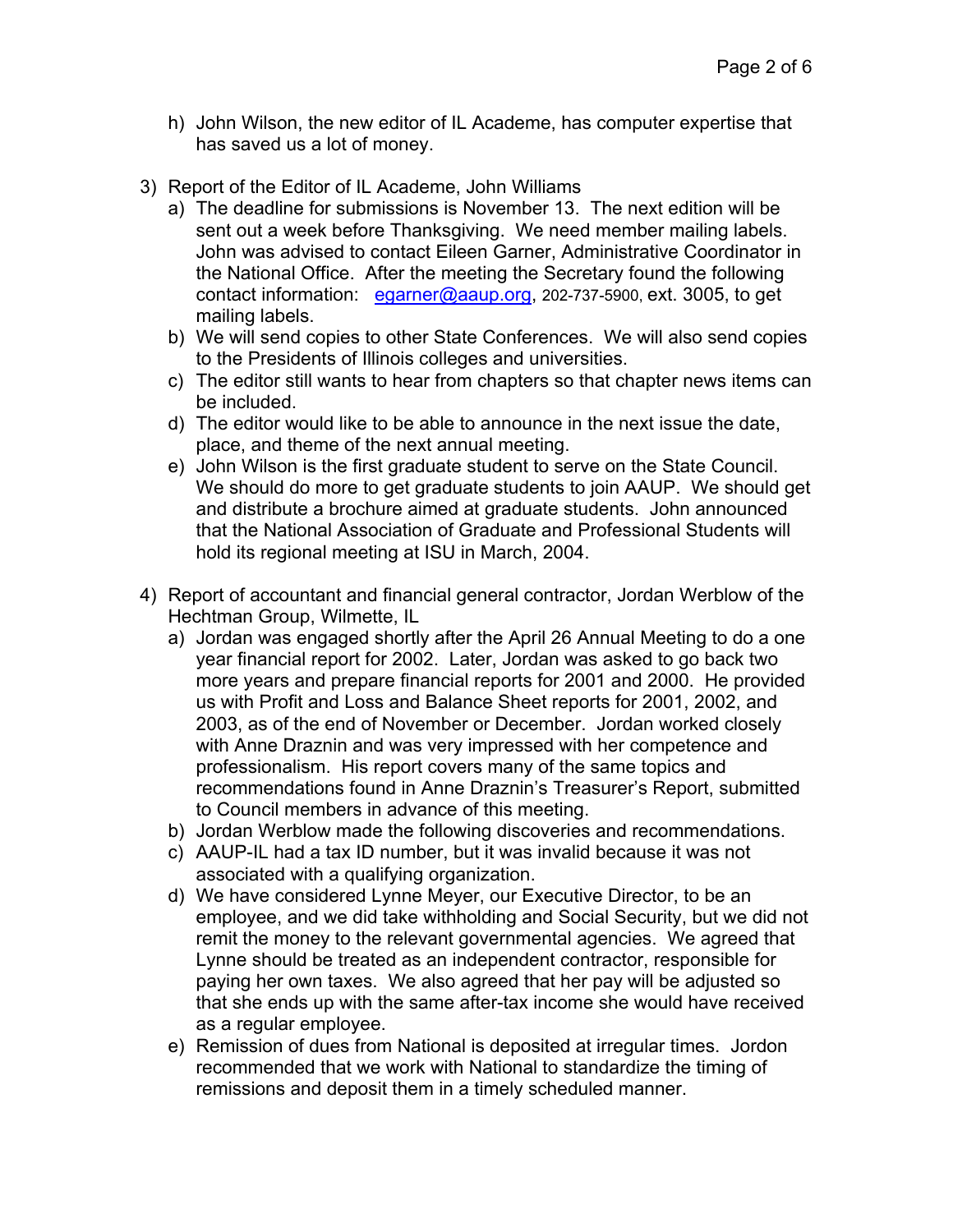h) John Wilson, the new editor of IL Academe, has computer expertise that has saved us a lot of money.

3) Report of the Editor of IL Academe, John Williams
   a) The deadline for submissions is November 13. The next edition will be sent out a week before Thanksgiving. We need member mailing labels. John was advised to contact Eileen Garner, Administrative Coordinator in the National Office. After the meeting the Secretary found the following contact information: egarner@aaup.org, 202-737-5900, ext. 3005, to get mailing labels.
   b) We will send copies to other State Conferences. We will also send copies to the Presidents of Illinois colleges and universities.
   c) The editor still wants to hear from chapters so that chapter news items can be included.
   d) The editor would like to be able to announce in the next issue the date, place, and theme of the next annual meeting.
   e) John Wilson is the first graduate student to serve on the State Council. We should do more to get graduate students to join AAUP. We should get and distribute a brochure aimed at graduate students. John announced that the National Association of Graduate and Professional Students will hold its regional meeting at ISU in March, 2004.

4) Report of accountant and financial general contractor, Jordan Werblow of the Hechtman Group, Wilmette, IL
   a) Jordan was engaged shortly after the April 26 Annual Meeting to do a one year financial report for 2002. Later, Jordan was asked to go back two more years and prepare financial reports for 2001 and 2000. He provided us with Profit and Loss and Balance Sheet reports for 2001, 2002, and 2003, as of the end of November or December. Jordan worked closely with Anne Draznin and was very impressed with her competence and professionalism. His report covers many of the same topics and recommendations found in Anne Draznin's Treasurer's Report, submitted to Council members in advance of this meeting.
   b) Jordan Werblow made the following discoveries and recommendations.
   c) AAUP-IL had a tax ID number, but it was invalid because it was not associated with a qualifying organization.
   d) We have considered Lynne Meyer, our Executive Director, to be an employee, and we did take withholding and Social Security, but we did not remit the money to the relevant governmental agencies. We agreed that Lynne should be treated as an independent contractor, responsible for paying her own taxes. We also agreed that her pay will be adjusted so that she ends up with the same after-tax income she would have received as a regular employee.
   e) Remission of dues from National is deposited at irregular times. Jordon recommended that we work with National to standardize the timing of remissions and deposit them in a timely scheduled manner.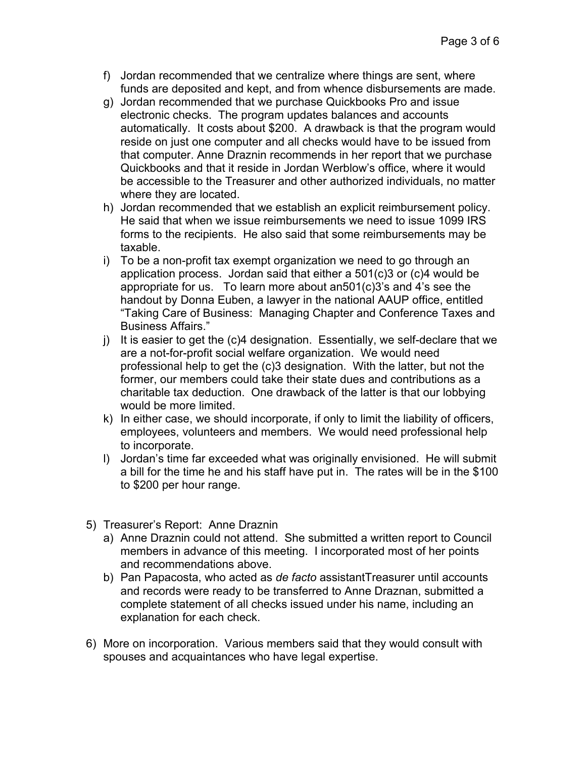f) Jordan recommended that we centralize where things are sent, where funds are deposited and kept, and from whence disbursements are made.
g) Jordan recommended that we purchase Quickbooks Pro and issue electronic checks. The program updates balances and accounts automatically. It costs about $200. A drawback is that the program would reside on just one computer and all checks would have to be issued from that computer. Anne Draznin recommends in her report that we purchase Quickbooks and that it reside in Jordan Werblow's office, where it would be accessible to the Treasurer and other authorized individuals, no matter where they are located.
h) Jordan recommended that we establish an explicit reimbursement policy. He said that when we issue reimbursements we need to issue 1099 IRS forms to the recipients. He also said that some reimbursements may be taxable.
i) To be a non-profit tax exempt organization we need to go through an application process. Jordan said that either a 501(c)3 or (c)4 would be appropriate for us. To learn more about an501(c)3's and 4's see the handout by Donna Euben, a lawyer in the national AAUP office, entitled "Taking Care of Business: Managing Chapter and Conference Taxes and Business Affairs."
j) It is easier to get the (c)4 designation. Essentially, we self-declare that we are a not-for-profit social welfare organization. We would need professional help to get the (c)3 designation. With the latter, but not the former, our members could take their state dues and contributions as a charitable tax deduction. One drawback of the latter is that our lobbying would be more limited.
k) In either case, we should incorporate, if only to limit the liability of officers, employees, volunteers and members. We would need professional help to incorporate.
l) Jordan's time far exceeded what was originally envisioned. He will submit a bill for the time he and his staff have put in. The rates will be in the $100 to $200 per hour range.

5) Treasurer's Report: Anne Draznin
   a) Anne Draznin could not attend. She submitted a written report to Council members in advance of this meeting. I incorporated most of her points and recommendations above.
   b) Pan Papacosta, who acted as *de facto* assistantTreasurer until accounts and records were ready to be transferred to Anne Draznan, submitted a complete statement of all checks issued under his name, including an explanation for each check.

6) More on incorporation. Various members said that they would consult with spouses and acquaintances who have legal expertise.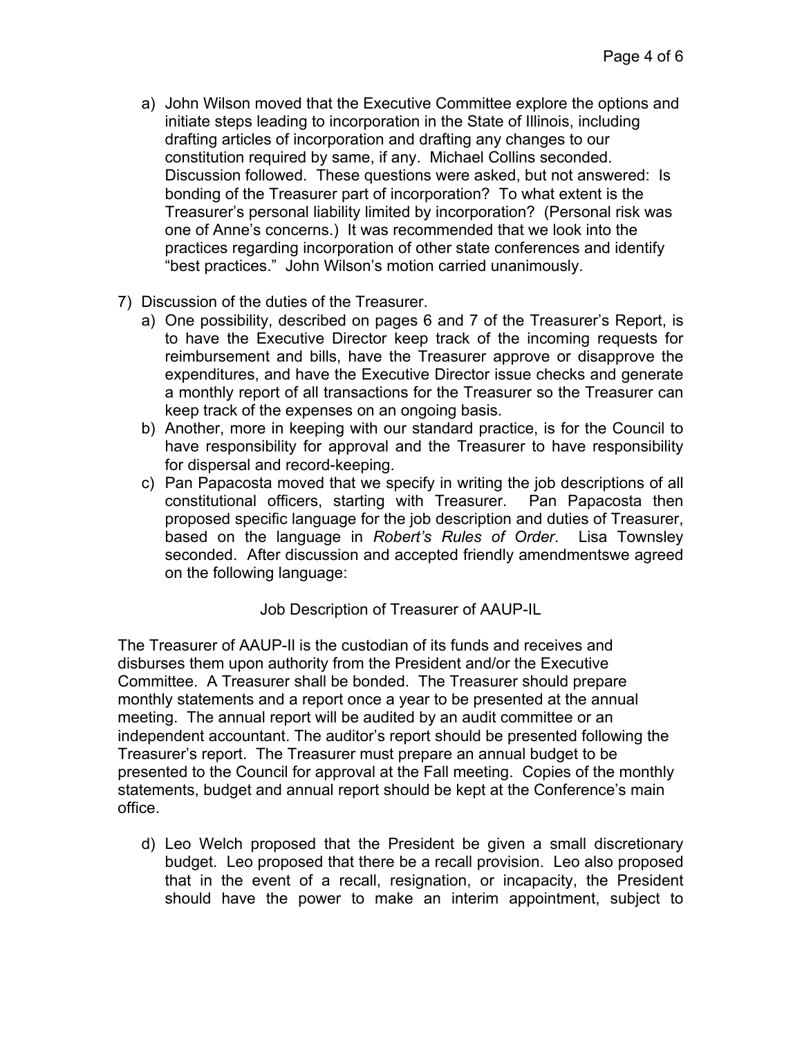a) John Wilson moved that the Executive Committee explore the options and initiate steps leading to incorporation in the State of Illinois, including drafting articles of incorporation and drafting any changes to our constitution required by same, if any. Michael Collins seconded. Discussion followed. These questions were asked, but not answered: Is bonding of the Treasurer part of incorporation? To what extent is the Treasurer's personal liability limited by incorporation? (Personal risk was one of Anne's concerns.) It was recommended that we look into the practices regarding incorporation of other state conferences and identify "best practices." John Wilson's motion carried unanimously.

7) Discussion of the duties of the Treasurer.
   a) One possibility, described on pages 6 and 7 of the Treasurer's Report, is to have the Executive Director keep track of the incoming requests for reimbursement and bills, have the Treasurer approve or disapprove the expenditures, and have the Executive Director issue checks and generate a monthly report of all transactions for the Treasurer so the Treasurer can keep track of the expenses on an ongoing basis.
   b) Another, more in keeping with our standard practice, is for the Council to have responsibility for approval and the Treasurer to have responsibility for dispersal and record-keeping.
   c) Pan Papacosta moved that we specify in writing the job descriptions of all constitutional officers, starting with Treasurer. Pan Papacosta then proposed specific language for the job description and duties of Treasurer, based on the language in *Robert's Rules of Order*. Lisa Townsley seconded. After discussion and accepted friendly amendmentswe agreed on the following language:

Job Description of Treasurer of AAUP-IL

The Treasurer of AAUP-Il is the custodian of its funds and receives and disburses them upon authority from the President and/or the Executive Committee. A Treasurer shall be bonded. The Treasurer should prepare monthly statements and a report once a year to be presented at the annual meeting. The annual report will be audited by an audit committee or an independent accountant. The auditor's report should be presented following the Treasurer's report. The Treasurer must prepare an annual budget to be presented to the Council for approval at the Fall meeting. Copies of the monthly statements, budget and annual report should be kept at the Conference's main office.

   d) Leo Welch proposed that the President be given a small discretionary budget. Leo proposed that there be a recall provision. Leo also proposed that in the event of a recall, resignation, or incapacity, the President should have the power to make an interim appointment, subject to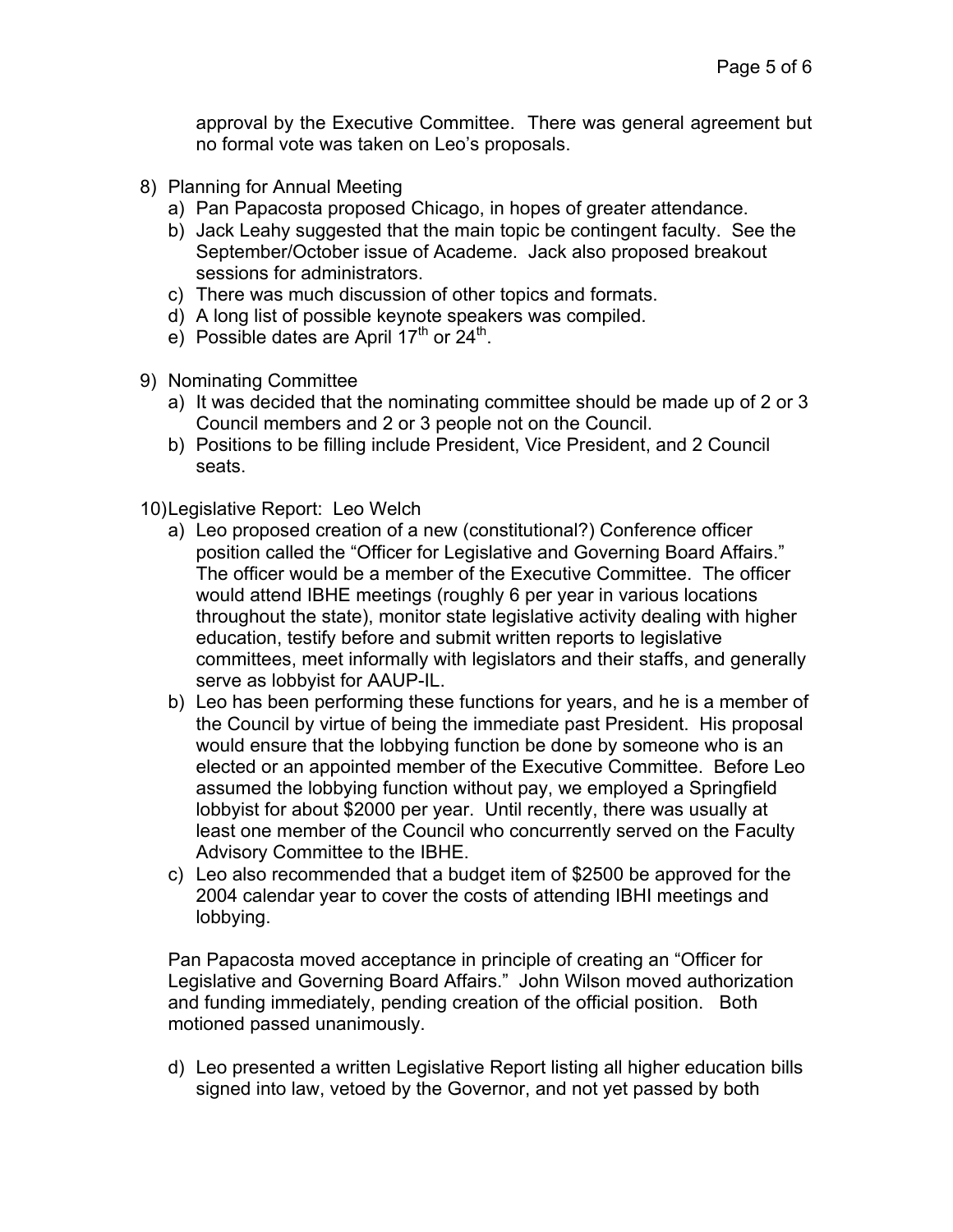approval by the Executive Committee. There was general agreement but no formal vote was taken on Leo's proposals.

8) Planning for Annual Meeting
   a) Pan Papacosta proposed Chicago, in hopes of greater attendance.
   b) Jack Leahy suggested that the main topic be contingent faculty. See the September/October issue of Academe. Jack also proposed breakout sessions for administrators.
   c) There was much discussion of other topics and formats.
   d) A long list of possible keynote speakers was compiled.
   e) Possible dates are April 17th or 24th.

9) Nominating Committee
   a) It was decided that the nominating committee should be made up of 2 or 3 Council members and 2 or 3 people not on the Council.
   b) Positions to be filling include President, Vice President, and 2 Council seats.

10) Legislative Report: Leo Welch
   a) Leo proposed creation of a new (constitutional?) Conference officer position called the "Officer for Legislative and Governing Board Affairs." The officer would be a member of the Executive Committee. The officer would attend IBHE meetings (roughly 6 per year in various locations throughout the state), monitor state legislative activity dealing with higher education, testify before and submit written reports to legislative committees, meet informally with legislators and their staffs, and generally serve as lobbyist for AAUP-IL.
   b) Leo has been performing these functions for years, and he is a member of the Council by virtue of being the immediate past President. His proposal would ensure that the lobbying function be done by someone who is an elected or an appointed member of the Executive Committee. Before Leo assumed the lobbying function without pay, we employed a Springfield lobbyist for about $2000 per year. Until recently, there was usually at least one member of the Council who concurrently served on the Faculty Advisory Committee to the IBHE.
   c) Leo also recommended that a budget item of $2500 be approved for the 2004 calendar year to cover the costs of attending IBHI meetings and lobbying.

   Pan Papacosta moved acceptance in principle of creating an "Officer for Legislative and Governing Board Affairs." John Wilson moved authorization and funding immediately, pending creation of the official position. Both motioned passed unanimously.

   d) Leo presented a written Legislative Report listing all higher education bills signed into law, vetoed by the Governor, and not yet passed by both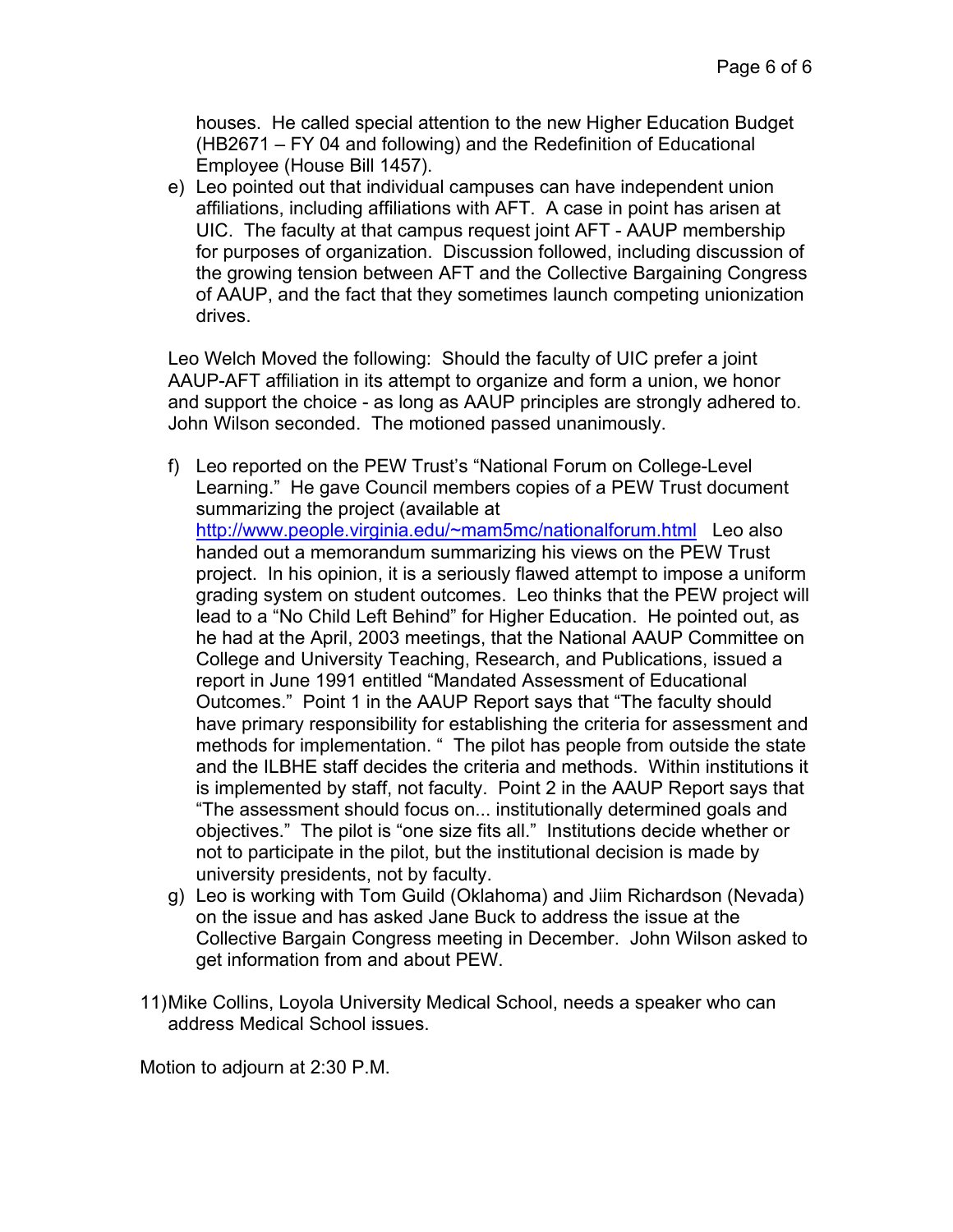houses. He called special attention to the new Higher Education Budget (HB2671 – FY 04 and following) and the Redefinition of Educational Employee (House Bill 1457).

e) Leo pointed out that individual campuses can have independent union affiliations, including affiliations with AFT. A case in point has arisen at UIC. The faculty at that campus request joint AFT - AAUP membership for purposes of organization. Discussion followed, including discussion of the growing tension between AFT and the Collective Bargaining Congress of AAUP, and the fact that they sometimes launch competing unionization drives.

Leo Welch Moved the following: Should the faculty of UIC prefer a joint AAUP-AFT affiliation in its attempt to organize and form a union, we honor and support the choice - as long as AAUP principles are strongly adhered to. John Wilson seconded. The motioned passed unanimously.

f) Leo reported on the PEW Trust's "National Forum on College-Level Learning." He gave Council members copies of a PEW Trust document summarizing the project (available at http://www.people.virginia.edu/~mam5mc/nationalforum.html Leo also handed out a memorandum summarizing his views on the PEW Trust project. In his opinion, it is a seriously flawed attempt to impose a uniform grading system on student outcomes. Leo thinks that the PEW project will lead to a "No Child Left Behind" for Higher Education. He pointed out, as he had at the April, 2003 meetings, that the National AAUP Committee on College and University Teaching, Research, and Publications, issued a report in June 1991 entitled "Mandated Assessment of Educational Outcomes." Point 1 in the AAUP Report says that "The faculty should have primary responsibility for establishing the criteria for assessment and methods for implementation. " The pilot has people from outside the state and the ILBHE staff decides the criteria and methods. Within institutions it is implemented by staff, not faculty. Point 2 in the AAUP Report says that "The assessment should focus on... institutionally determined goals and objectives." The pilot is "one size fits all." Institutions decide whether or not to participate in the pilot, but the institutional decision is made by university presidents, not by faculty.

g) Leo is working with Tom Guild (Oklahoma) and Jiim Richardson (Nevada) on the issue and has asked Jane Buck to address the issue at the Collective Bargain Congress meeting in December. John Wilson asked to get information from and about PEW.

11) Mike Collins, Loyola University Medical School, needs a speaker who can address Medical School issues.

Motion to adjourn at 2:30 P.M.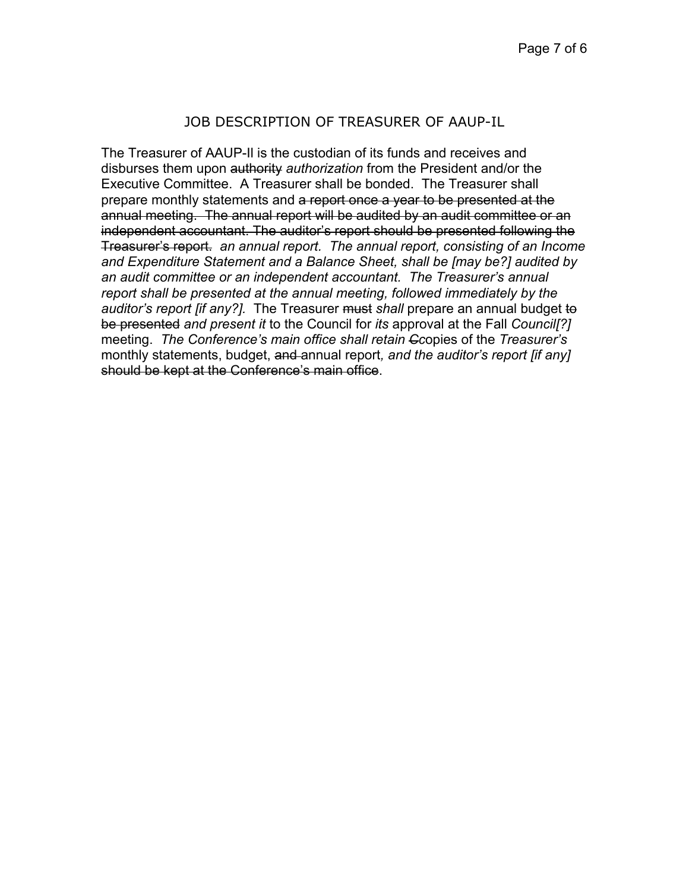# JOB DESCRIPTION OF TREASURER OF AAUP-IL

The Treasurer of AAUP-Il is the custodian of its funds and receives and disburses them upon ~~authority~~ *authorization* from the President and/or the Executive Committee. A Treasurer shall be bonded. The Treasurer shall prepare monthly statements and ~~a report once a year to be presented at the annual meeting. The annual report will be audited by an audit committee or an independent accountant. The auditor's report should be presented following the Treasurer's report.~~ *an annual report. The annual report, consisting of an Income and Expenditure Statement and a Balance Sheet, shall be [may be?] audited by an audit committee or an independent accountant. The Treasurer's annual report shall be presented at the annual meeting, followed immediately by the auditor's report [if any?].* The Treasurer ~~must~~ *shall* prepare an annual budget ~~to be presented~~ *and present it* to the Council for *its* approval at the Fall *Council[?]* meeting. *The Conference's main office shall retain* ~~C~~copies of the *Treasurer's* monthly statements, budget, ~~and~~ annual report*, and the auditor's report [if any]* ~~should be kept at the Conference's main office~~.